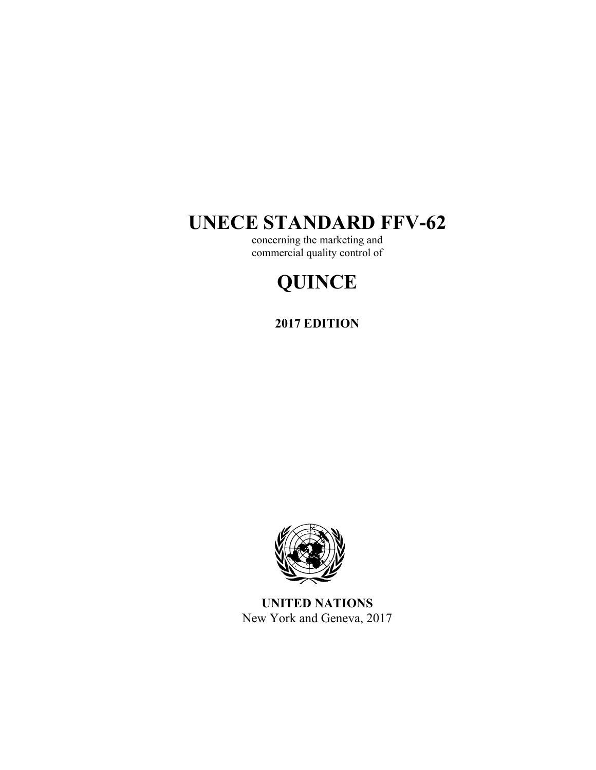# UNECE STANDARD FFV-62

concerning the marketing and
commercial quality control of

# QUINCE

**2017 EDITION**

**UNITED NATIONS**
New York and Geneva, 2017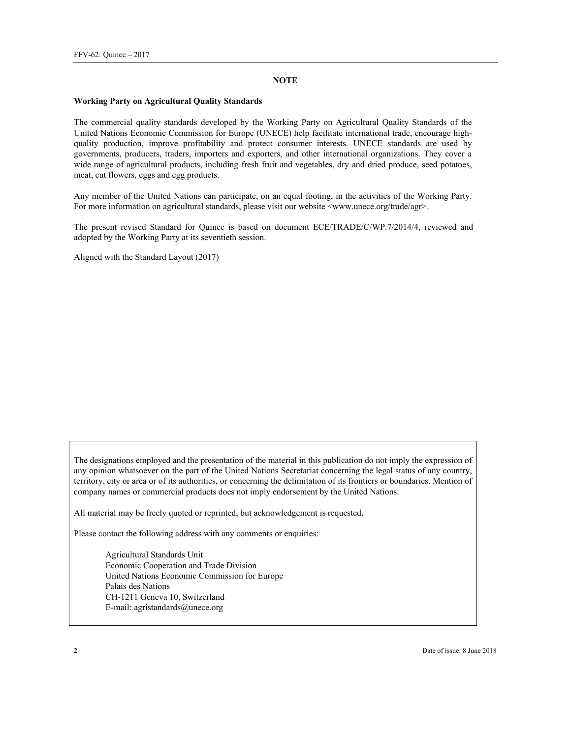# NOTE

**Working Party on Agricultural Quality Standards**

The commercial quality standards developed by the Working Party on Agricultural Quality Standards of the United Nations Economic Commission for Europe (UNECE) help facilitate international trade, encourage high-quality production, improve profitability and protect consumer interests. UNECE standards are used by governments, producers, traders, importers and exporters, and other international organizations. They cover a wide range of agricultural products, including fresh fruit and vegetables, dry and dried produce, seed potatoes, meat, cut flowers, eggs and egg products.

Any member of the United Nations can participate, on an equal footing, in the activities of the Working Party. For more information on agricultural standards, please visit our website <www.unece.org/trade/agr>.

The present revised Standard for Quince is based on document ECE/TRADE/C/WP.7/2014/4, reviewed and adopted by the Working Party at its seventieth session.

Aligned with the Standard Layout (2017)

The designations employed and the presentation of the material in this publication do not imply the expression of any opinion whatsoever on the part of the United Nations Secretariat concerning the legal status of any country, territory, city or area or of its authorities, or concerning the delimitation of its frontiers or boundaries. Mention of company names or commercial products does not imply endorsement by the United Nations.

All material may be freely quoted or reprinted, but acknowledgement is requested.

Please contact the following address with any comments or enquiries:

Agricultural Standards Unit
Economic Cooperation and Trade Division
United Nations Economic Commission for Europe
Palais des Nations
CH-1211 Geneva 10, Switzerland
E-mail: agristandards@unece.org

Date of issue: 8 June 2018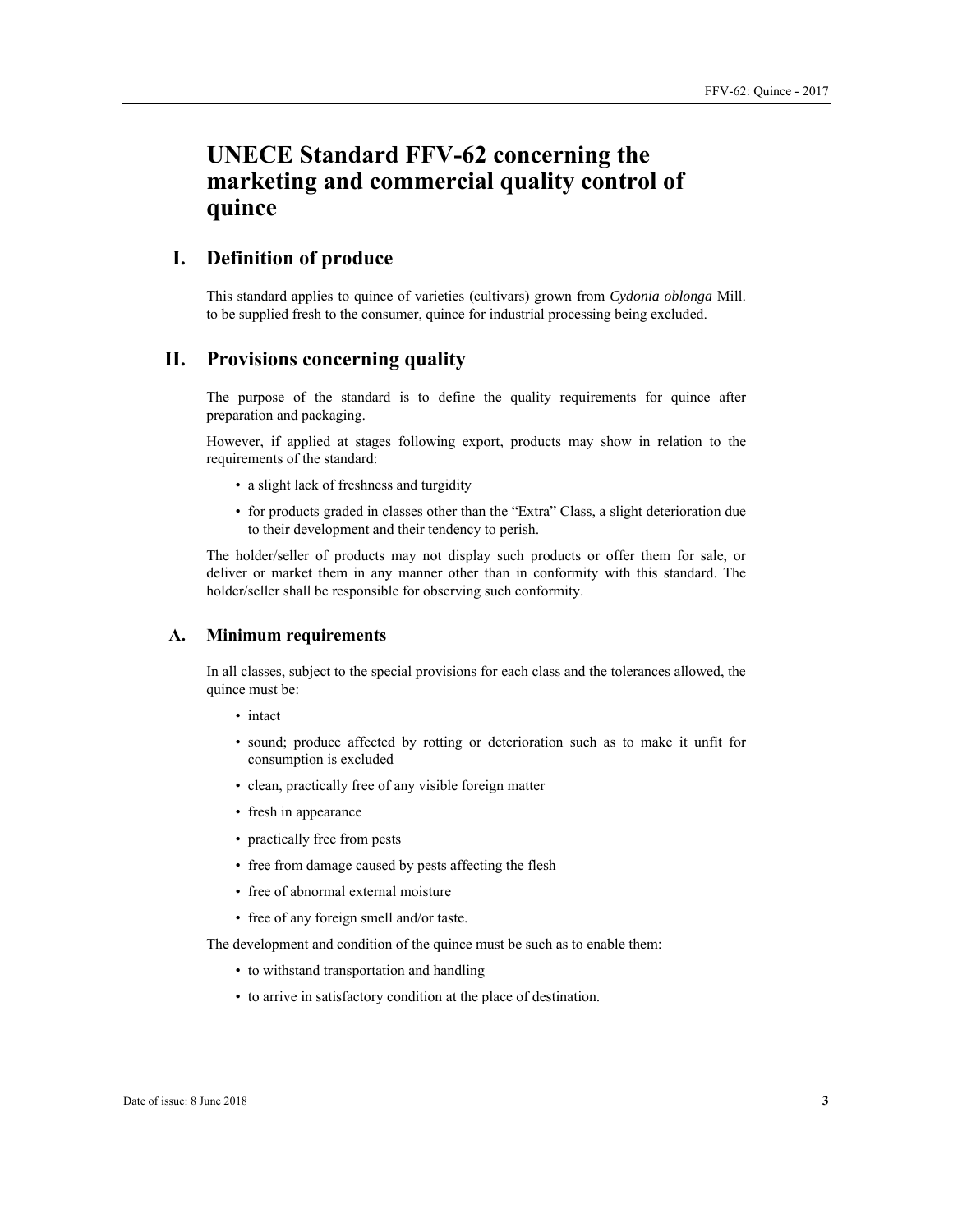# UNECE Standard FFV-62 concerning the marketing and commercial quality control of quince

## I. Definition of produce

This standard applies to quince of varieties (cultivars) grown from *Cydonia oblonga* Mill. to be supplied fresh to the consumer, quince for industrial processing being excluded.

## II. Provisions concerning quality

The purpose of the standard is to define the quality requirements for quince after preparation and packaging.

However, if applied at stages following export, products may show in relation to the requirements of the standard:

- a slight lack of freshness and turgidity
- for products graded in classes other than the "Extra" Class, a slight deterioration due to their development and their tendency to perish.

The holder/seller of products may not display such products or offer them for sale, or deliver or market them in any manner other than in conformity with this standard. The holder/seller shall be responsible for observing such conformity.

### A. Minimum requirements

In all classes, subject to the special provisions for each class and the tolerances allowed, the quince must be:

- intact
- sound; produce affected by rotting or deterioration such as to make it unfit for consumption is excluded
- clean, practically free of any visible foreign matter
- fresh in appearance
- practically free from pests
- free from damage caused by pests affecting the flesh
- free of abnormal external moisture
- free of any foreign smell and/or taste.

The development and condition of the quince must be such as to enable them:

- to withstand transportation and handling
- to arrive in satisfactory condition at the place of destination.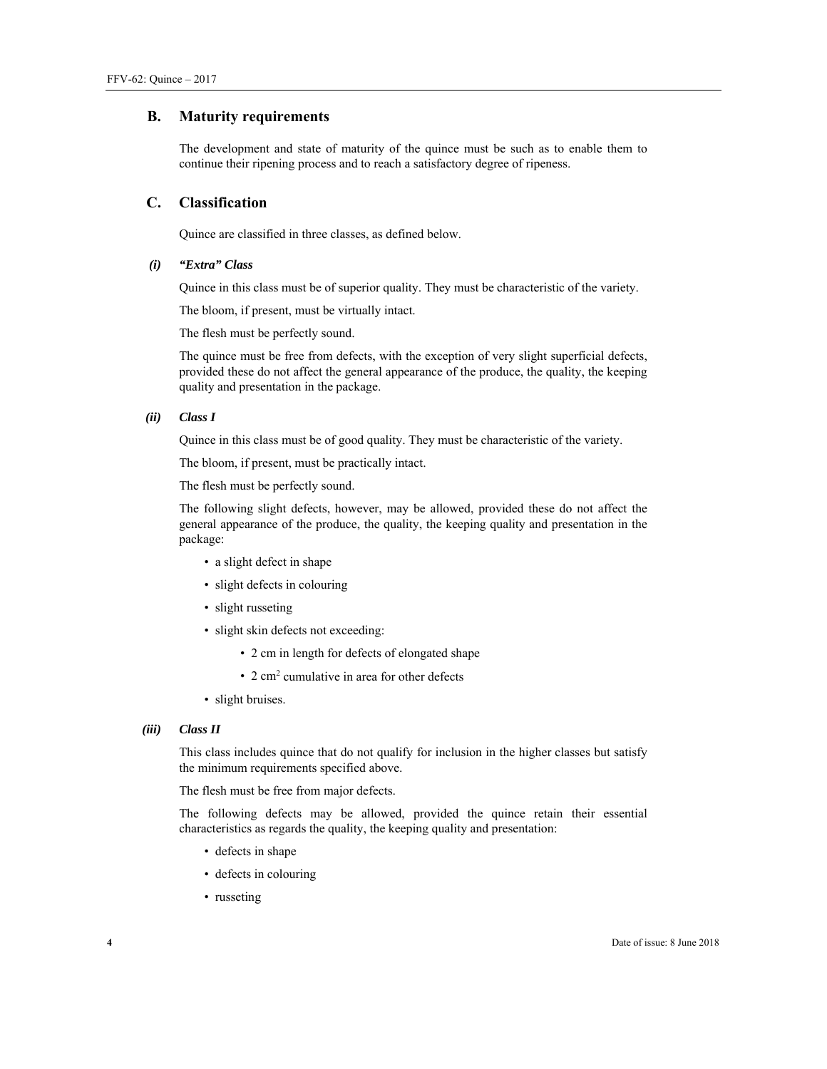## B. Maturity requirements

The development and state of maturity of the quince must be such as to enable them to continue their ripening process and to reach a satisfactory degree of ripeness.

## C. Classification

Quince are classified in three classes, as defined below.

### (i) *"Extra" Class*

Quince in this class must be of superior quality. They must be characteristic of the variety.

The bloom, if present, must be virtually intact.

The flesh must be perfectly sound.

The quince must be free from defects, with the exception of very slight superficial defects, provided these do not affect the general appearance of the produce, the quality, the keeping quality and presentation in the package.

### (ii) *Class I*

Quince in this class must be of good quality. They must be characteristic of the variety.

The bloom, if present, must be practically intact.

The flesh must be perfectly sound.

The following slight defects, however, may be allowed, provided these do not affect the general appearance of the produce, the quality, the keeping quality and presentation in the package:

- a slight defect in shape
- slight defects in colouring
- slight russeting
- slight skin defects not exceeding:
  - 2 cm in length for defects of elongated shape
  - 2 $cm^2$ cumulative in area for other defects
- slight bruises.

### (iii) *Class II*

This class includes quince that do not qualify for inclusion in the higher classes but satisfy the minimum requirements specified above.

The flesh must be free from major defects.

The following defects may be allowed, provided the quince retain their essential characteristics as regards the quality, the keeping quality and presentation:

- defects in shape
- defects in colouring
- russeting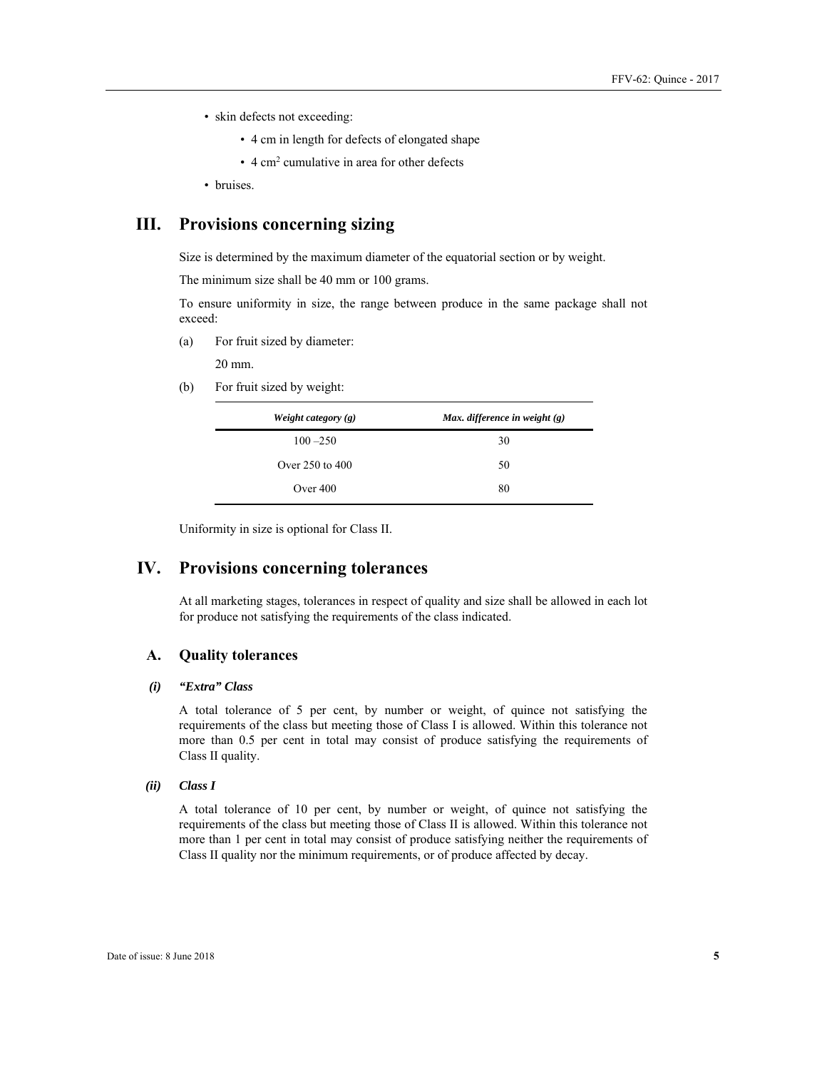- skin defects not exceeding:
  - 4 cm in length for defects of elongated shape
  - 4 $cm^2$ cumulative in area for other defects
- bruises.

# III. Provisions concerning sizing

Size is determined by the maximum diameter of the equatorial section or by weight.

The minimum size shall be 40 mm or 100 grams.

To ensure uniformity in size, the range between produce in the same package shall not exceed:

(a) For fruit sized by diameter:

20 mm.

(b) For fruit sized by weight:

| *Weight category (g)* | *Max. difference in weight (g)* |
| --- | --- |
| 100 –250 | 30 |
| Over 250 to 400 | 50 |
| Over 400 | 80 |

Uniformity in size is optional for Class II.

# IV. Provisions concerning tolerances

At all marketing stages, tolerances in respect of quality and size shall be allowed in each lot for produce not satisfying the requirements of the class indicated.

## A. Quality tolerances

### *(i) "Extra" Class*

A total tolerance of 5 per cent, by number or weight, of quince not satisfying the requirements of the class but meeting those of Class I is allowed. Within this tolerance not more than 0.5 per cent in total may consist of produce satisfying the requirements of Class II quality.

### *(ii) Class I*

A total tolerance of 10 per cent, by number or weight, of quince not satisfying the requirements of the class but meeting those of Class II is allowed. Within this tolerance not more than 1 per cent in total may consist of produce satisfying neither the requirements of Class II quality nor the minimum requirements, or of produce affected by decay.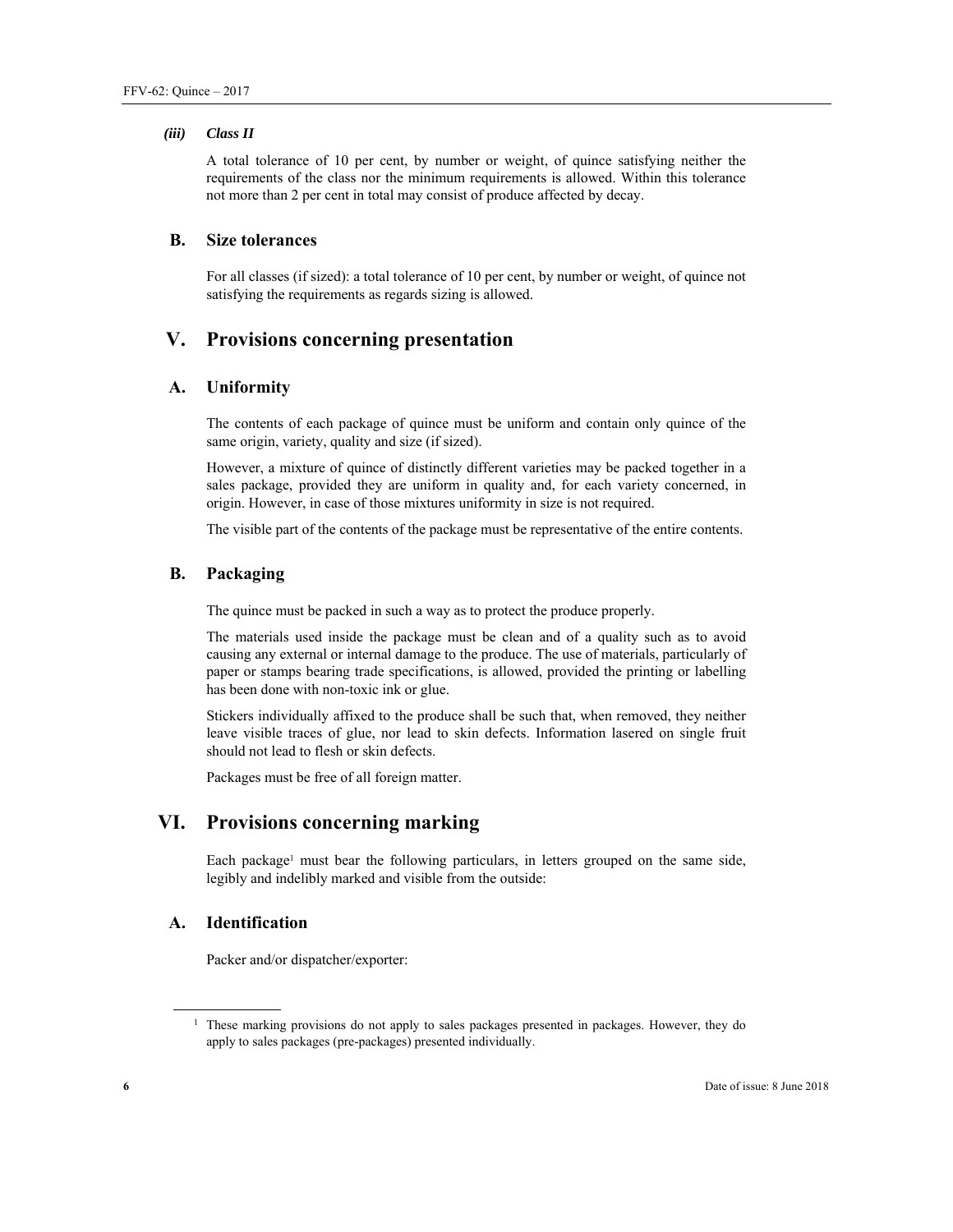#### *(iii) Class II*

A total tolerance of 10 per cent, by number or weight, of quince satisfying neither the requirements of the class nor the minimum requirements is allowed. Within this tolerance not more than 2 per cent in total may consist of produce affected by decay.

### B. Size tolerances

For all classes (if sized): a total tolerance of 10 per cent, by number or weight, of quince not satisfying the requirements as regards sizing is allowed.

## V. Provisions concerning presentation

### A. Uniformity

The contents of each package of quince must be uniform and contain only quince of the same origin, variety, quality and size (if sized).

However, a mixture of quince of distinctly different varieties may be packed together in a sales package, provided they are uniform in quality and, for each variety concerned, in origin. However, in case of those mixtures uniformity in size is not required.

The visible part of the contents of the package must be representative of the entire contents.

### B. Packaging

The quince must be packed in such a way as to protect the produce properly.

The materials used inside the package must be clean and of a quality such as to avoid causing any external or internal damage to the produce. The use of materials, particularly of paper or stamps bearing trade specifications, is allowed, provided the printing or labelling has been done with non-toxic ink or glue.

Stickers individually affixed to the produce shall be such that, when removed, they neither leave visible traces of glue, nor lead to skin defects. Information lasered on single fruit should not lead to flesh or skin defects.

Packages must be free of all foreign matter.

## VI. Provisions concerning marking

Each package[1] must bear the following particulars, in letters grouped on the same side, legibly and indelibly marked and visible from the outside:

### A. Identification

Packer and/or dispatcher/exporter:

[1] These marking provisions do not apply to sales packages presented in packages. However, they do apply to sales packages (pre-packages) presented individually.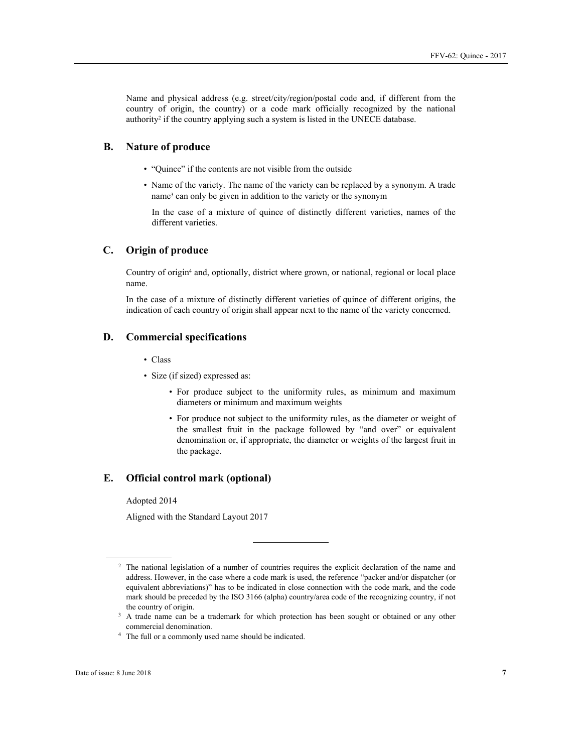Name and physical address (e.g. street/city/region/postal code and, if different from the country of origin, the country) or a code mark officially recognized by the national authority[2] if the country applying such a system is listed in the UNECE database.

## B. Nature of produce

- "Quince" if the contents are not visible from the outside
- Name of the variety. The name of the variety can be replaced by a synonym. A trade name[3] can only be given in addition to the variety or the synonym

  In the case of a mixture of quince of distinctly different varieties, names of the different varieties.

## C. Origin of produce

Country of origin[4] and, optionally, district where grown, or national, regional or local place name.

In the case of a mixture of distinctly different varieties of quince of different origins, the indication of each country of origin shall appear next to the name of the variety concerned.

## D. Commercial specifications

- Class
- Size (if sized) expressed as:
  - For produce subject to the uniformity rules, as minimum and maximum diameters or minimum and maximum weights
  - For produce not subject to the uniformity rules, as the diameter or weight of the smallest fruit in the package followed by "and over" or equivalent denomination or, if appropriate, the diameter or weights of the largest fruit in the package.

## E. Official control mark (optional)

Adopted 2014

Aligned with the Standard Layout 2017

---

[2] The national legislation of a number of countries requires the explicit declaration of the name and address. However, in the case where a code mark is used, the reference "packer and/or dispatcher (or equivalent abbreviations)" has to be indicated in close connection with the code mark, and the code mark should be preceded by the ISO 3166 (alpha) country/area code of the recognizing country, if not the country of origin.

[3] A trade name can be a trademark for which protection has been sought or obtained or any other commercial denomination.

[4] The full or a commonly used name should be indicated.